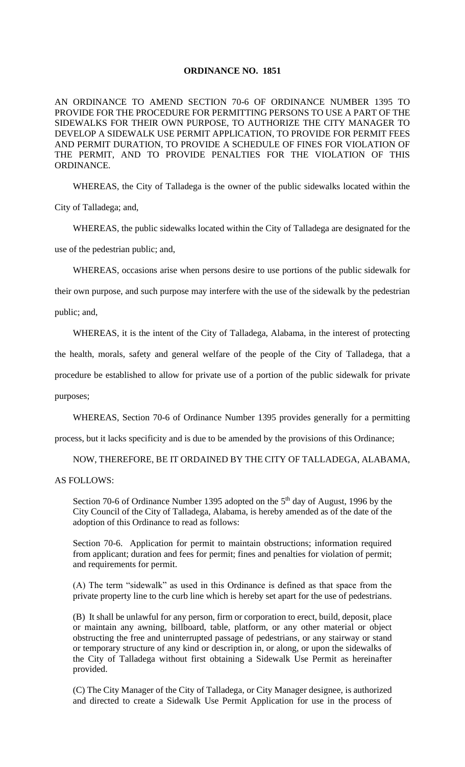**ORDINANCE NO. 1851**

AN ORDINANCE TO AMEND SECTION 70-6 OF ORDINANCE NUMBER 1395 TO PROVIDE FOR THE PROCEDURE FOR PERMITTING PERSONS TO USE A PART OF THE SIDEWALKS FOR THEIR OWN PURPOSE, TO AUTHORIZE THE CITY MANAGER TO DEVELOP A SIDEWALK USE PERMIT APPLICATION, TO PROVIDE FOR PERMIT FEES AND PERMIT DURATION, TO PROVIDE A SCHEDULE OF FINES FOR VIOLATION OF THE PERMIT, AND TO PROVIDE PENALTIES FOR THE VIOLATION OF THIS ORDINANCE.

WHEREAS, the City of Talladega is the owner of the public sidewalks located within the City of Talladega; and,

WHEREAS, the public sidewalks located within the City of Talladega are designated for the use of the pedestrian public; and,

WHEREAS, occasions arise when persons desire to use portions of the public sidewalk for their own purpose, and such purpose may interfere with the use of the sidewalk by the pedestrian public; and,

WHEREAS, it is the intent of the City of Talladega, Alabama, in the interest of protecting the health, morals, safety and general welfare of the people of the City of Talladega, that a procedure be established to allow for private use of a portion of the public sidewalk for private purposes;

WHEREAS, Section 70-6 of Ordinance Number 1395 provides generally for a permitting process, but it lacks specificity and is due to be amended by the provisions of this Ordinance;

NOW, THEREFORE, BE IT ORDAINED BY THE CITY OF TALLADEGA, ALABAMA, AS FOLLOWS:

Section 70-6 of Ordinance Number 1395 adopted on the 5th day of August, 1996 by the City Council of the City of Talladega, Alabama, is hereby amended as of the date of the adoption of this Ordinance to read as follows:

Section 70-6. Application for permit to maintain obstructions; information required from applicant; duration and fees for permit; fines and penalties for violation of permit; and requirements for permit.

(A) The term "sidewalk" as used in this Ordinance is defined as that space from the private property line to the curb line which is hereby set apart for the use of pedestrians.

(B) It shall be unlawful for any person, firm or corporation to erect, build, deposit, place or maintain any awning, billboard, table, platform, or any other material or object obstructing the free and uninterrupted passage of pedestrians, or any stairway or stand or temporary structure of any kind or description in, or along, or upon the sidewalks of the City of Talladega without first obtaining a Sidewalk Use Permit as hereinafter provided.

(C) The City Manager of the City of Talladega, or City Manager designee, is authorized and directed to create a Sidewalk Use Permit Application for use in the process of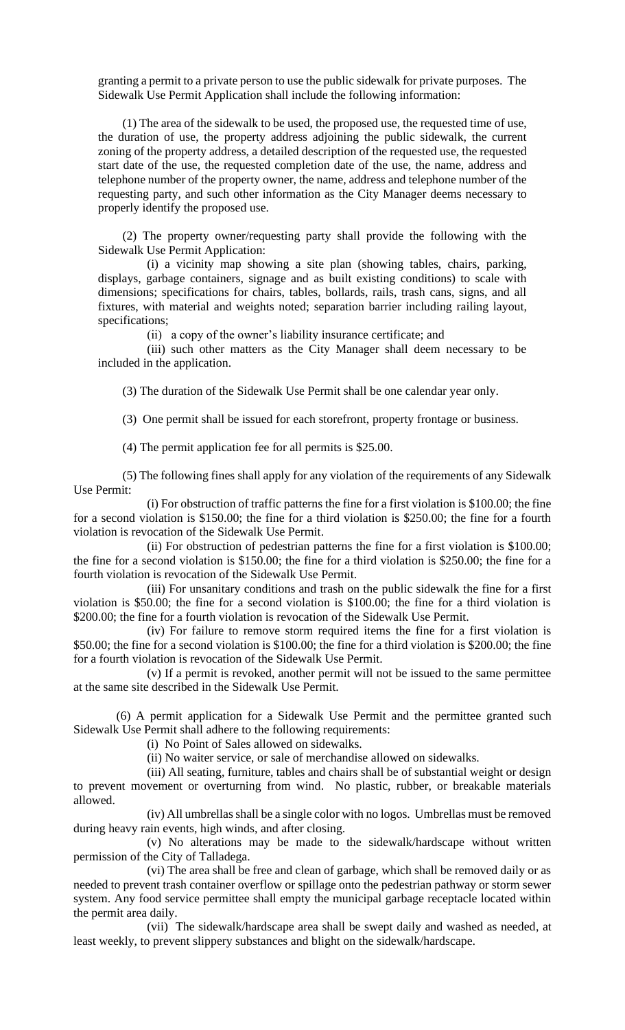granting a permit to a private person to use the public sidewalk for private purposes. The Sidewalk Use Permit Application shall include the following information:

(1) The area of the sidewalk to be used, the proposed use, the requested time of use, the duration of use, the property address adjoining the public sidewalk, the current zoning of the property address, a detailed description of the requested use, the requested start date of the use, the requested completion date of the use, the name, address and telephone number of the property owner, the name, address and telephone number of the requesting party, and such other information as the City Manager deems necessary to properly identify the proposed use.

(2) The property owner/requesting party shall provide the following with the Sidewalk Use Permit Application:

(i) a vicinity map showing a site plan (showing tables, chairs, parking, displays, garbage containers, signage and as built existing conditions) to scale with dimensions; specifications for chairs, tables, bollards, rails, trash cans, signs, and all fixtures, with material and weights noted; separation barrier including railing layout, specifications;

(ii) a copy of the owner's liability insurance certificate; and

(iii) such other matters as the City Manager shall deem necessary to be included in the application.

(3) The duration of the Sidewalk Use Permit shall be one calendar year only.

(3) One permit shall be issued for each storefront, property frontage or business.

(4) The permit application fee for all permits is $25.00.

(5) The following fines shall apply for any violation of the requirements of any Sidewalk Use Permit:

(i) For obstruction of traffic patterns the fine for a first violation is $100.00; the fine for a second violation is $150.00; the fine for a third violation is $250.00; the fine for a fourth violation is revocation of the Sidewalk Use Permit.

(ii) For obstruction of pedestrian patterns the fine for a first violation is $100.00; the fine for a second violation is $150.00; the fine for a third violation is $250.00; the fine for a fourth violation is revocation of the Sidewalk Use Permit.

(iii) For unsanitary conditions and trash on the public sidewalk the fine for a first violation is $50.00; the fine for a second violation is $100.00; the fine for a third violation is $200.00; the fine for a fourth violation is revocation of the Sidewalk Use Permit.

(iv) For failure to remove storm required items the fine for a first violation is $50.00; the fine for a second violation is $100.00; the fine for a third violation is $200.00; the fine for a fourth violation is revocation of the Sidewalk Use Permit.

(v) If a permit is revoked, another permit will not be issued to the same permittee at the same site described in the Sidewalk Use Permit.

(6) A permit application for a Sidewalk Use Permit and the permittee granted such Sidewalk Use Permit shall adhere to the following requirements:

(i) No Point of Sales allowed on sidewalks.

(ii) No waiter service, or sale of merchandise allowed on sidewalks.

(iii) All seating, furniture, tables and chairs shall be of substantial weight or design to prevent movement or overturning from wind. No plastic, rubber, or breakable materials allowed.

(iv) All umbrellas shall be a single color with no logos. Umbrellas must be removed during heavy rain events, high winds, and after closing.

(v) No alterations may be made to the sidewalk/hardscape without written permission of the City of Talladega.

(vi) The area shall be free and clean of garbage, which shall be removed daily or as needed to prevent trash container overflow or spillage onto the pedestrian pathway or storm sewer system. Any food service permittee shall empty the municipal garbage receptacle located within the permit area daily.

(vii) The sidewalk/hardscape area shall be swept daily and washed as needed, at least weekly, to prevent slippery substances and blight on the sidewalk/hardscape.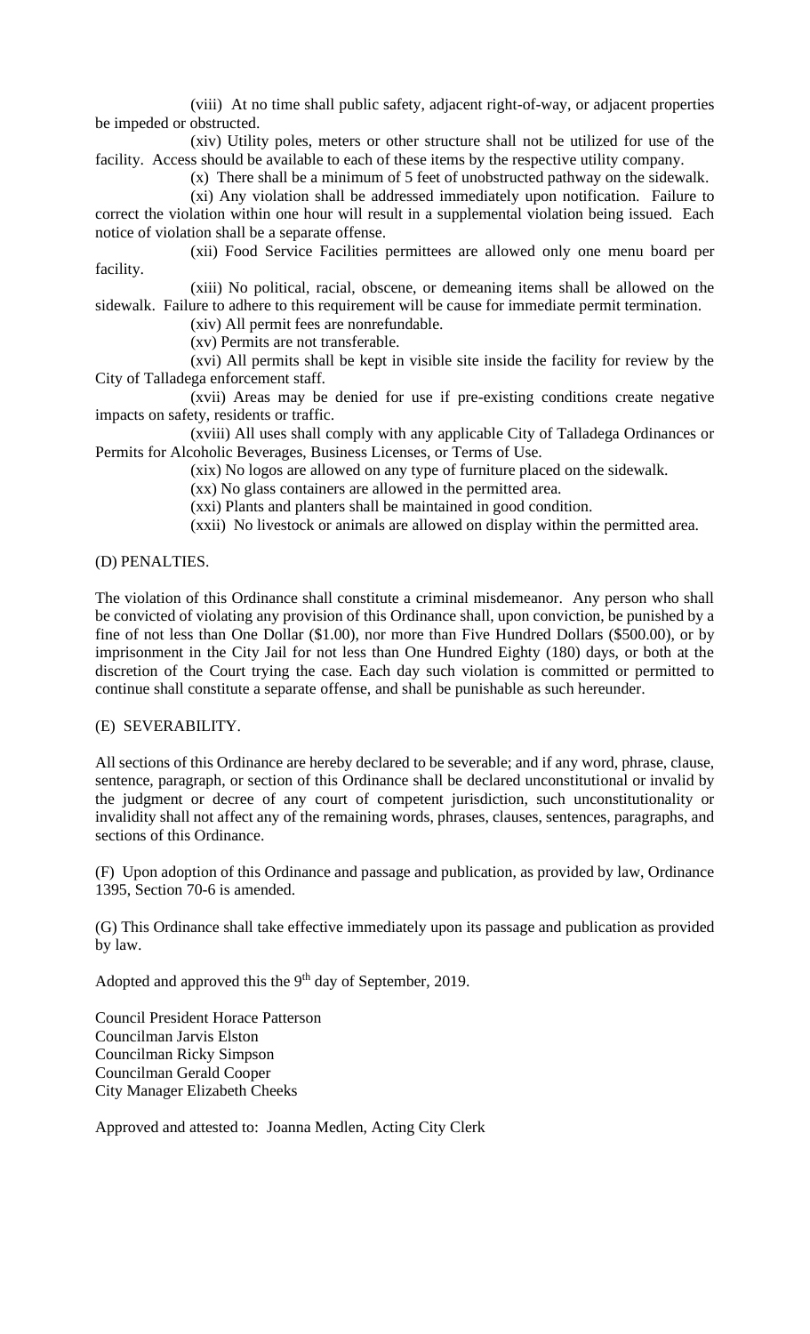(viii) At no time shall public safety, adjacent right-of-way, or adjacent properties be impeded or obstructed.

(xiv) Utility poles, meters or other structure shall not be utilized for use of the facility. Access should be available to each of these items by the respective utility company.

(x) There shall be a minimum of 5 feet of unobstructed pathway on the sidewalk.

(xi) Any violation shall be addressed immediately upon notification. Failure to correct the violation within one hour will result in a supplemental violation being issued. Each notice of violation shall be a separate offense.

(xii) Food Service Facilities permittees are allowed only one menu board per facility.

(xiii) No political, racial, obscene, or demeaning items shall be allowed on the sidewalk. Failure to adhere to this requirement will be cause for immediate permit termination.

(xiv) All permit fees are nonrefundable.

(xv) Permits are not transferable.

(xvi) All permits shall be kept in visible site inside the facility for review by the City of Talladega enforcement staff.

(xvii) Areas may be denied for use if pre-existing conditions create negative impacts on safety, residents or traffic.

(xviii) All uses shall comply with any applicable City of Talladega Ordinances or Permits for Alcoholic Beverages, Business Licenses, or Terms of Use.

(xix) No logos are allowed on any type of furniture placed on the sidewalk.

(xx) No glass containers are allowed in the permitted area.

(xxi) Plants and planters shall be maintained in good condition.

(xxii) No livestock or animals are allowed on display within the permitted area.

(D) PENALTIES.

The violation of this Ordinance shall constitute a criminal misdemeanor. Any person who shall be convicted of violating any provision of this Ordinance shall, upon conviction, be punished by a fine of not less than One Dollar ($1.00), nor more than Five Hundred Dollars ($500.00), or by imprisonment in the City Jail for not less than One Hundred Eighty (180) days, or both at the discretion of the Court trying the case. Each day such violation is committed or permitted to continue shall constitute a separate offense, and shall be punishable as such hereunder.

(E) SEVERABILITY.

All sections of this Ordinance are hereby declared to be severable; and if any word, phrase, clause, sentence, paragraph, or section of this Ordinance shall be declared unconstitutional or invalid by the judgment or decree of any court of competent jurisdiction, such unconstitutionality or invalidity shall not affect any of the remaining words, phrases, clauses, sentences, paragraphs, and sections of this Ordinance.

(F) Upon adoption of this Ordinance and passage and publication, as provided by law, Ordinance 1395, Section 70-6 is amended.

(G) This Ordinance shall take effective immediately upon its passage and publication as provided by law.

Adopted and approved this the 9th day of September, 2019.

Council President Horace Patterson
Councilman Jarvis Elston
Councilman Ricky Simpson
Councilman Gerald Cooper
City Manager Elizabeth Cheeks

Approved and attested to: Joanna Medlen, Acting City Clerk